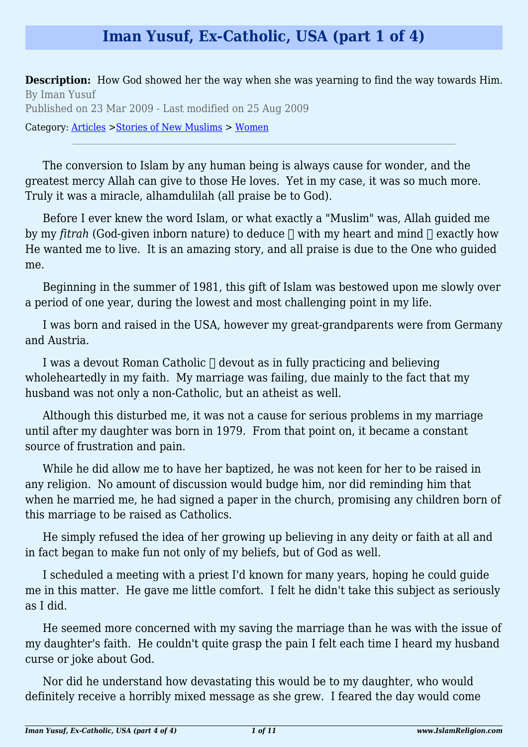# Iman Yusuf, Ex-Catholic, USA (part 1 of 4)

**Description:** How God showed her the way when she was yearning to find the way towards Him.

By Iman Yusuf

Published on 23 Mar 2009 - Last modified on 25 Aug 2009

Category: Articles > Stories of New Muslims > Women

---

The conversion to Islam by any human being is always cause for wonder, and the greatest mercy Allah can give to those He loves. Yet in my case, it was so much more. Truly it was a miracle, alhamdulilah (all praise be to God).

Before I ever knew the word Islam, or what exactly a "Muslim" was, Allah guided me by my *fitrah* (God-given inborn nature) to deduce  with my heart and mind  exactly how He wanted me to live. It is an amazing story, and all praise is due to the One who guided me.

Beginning in the summer of 1981, this gift of Islam was bestowed upon me slowly over a period of one year, during the lowest and most challenging point in my life.

I was born and raised in the USA, however my great-grandparents were from Germany and Austria.

I was a devout Roman Catholic  devout as in fully practicing and believing wholeheartedly in my faith. My marriage was failing, due mainly to the fact that my husband was not only a non-Catholic, but an atheist as well.

Although this disturbed me, it was not a cause for serious problems in my marriage until after my daughter was born in 1979. From that point on, it became a constant source of frustration and pain.

While he did allow me to have her baptized, he was not keen for her to be raised in any religion. No amount of discussion would budge him, nor did reminding him that when he married me, he had signed a paper in the church, promising any children born of this marriage to be raised as Catholics.

He simply refused the idea of her growing up believing in any deity or faith at all and in fact began to make fun not only of my beliefs, but of God as well.

I scheduled a meeting with a priest I'd known for many years, hoping he could guide me in this matter. He gave me little comfort. I felt he didn't take this subject as seriously as I did.

He seemed more concerned with my saving the marriage than he was with the issue of my daughter's faith. He couldn't quite grasp the pain I felt each time I heard my husband curse or joke about God.

Nor did he understand how devastating this would be to my daughter, who would definitely receive a horribly mixed message as she grew. I feared the day would come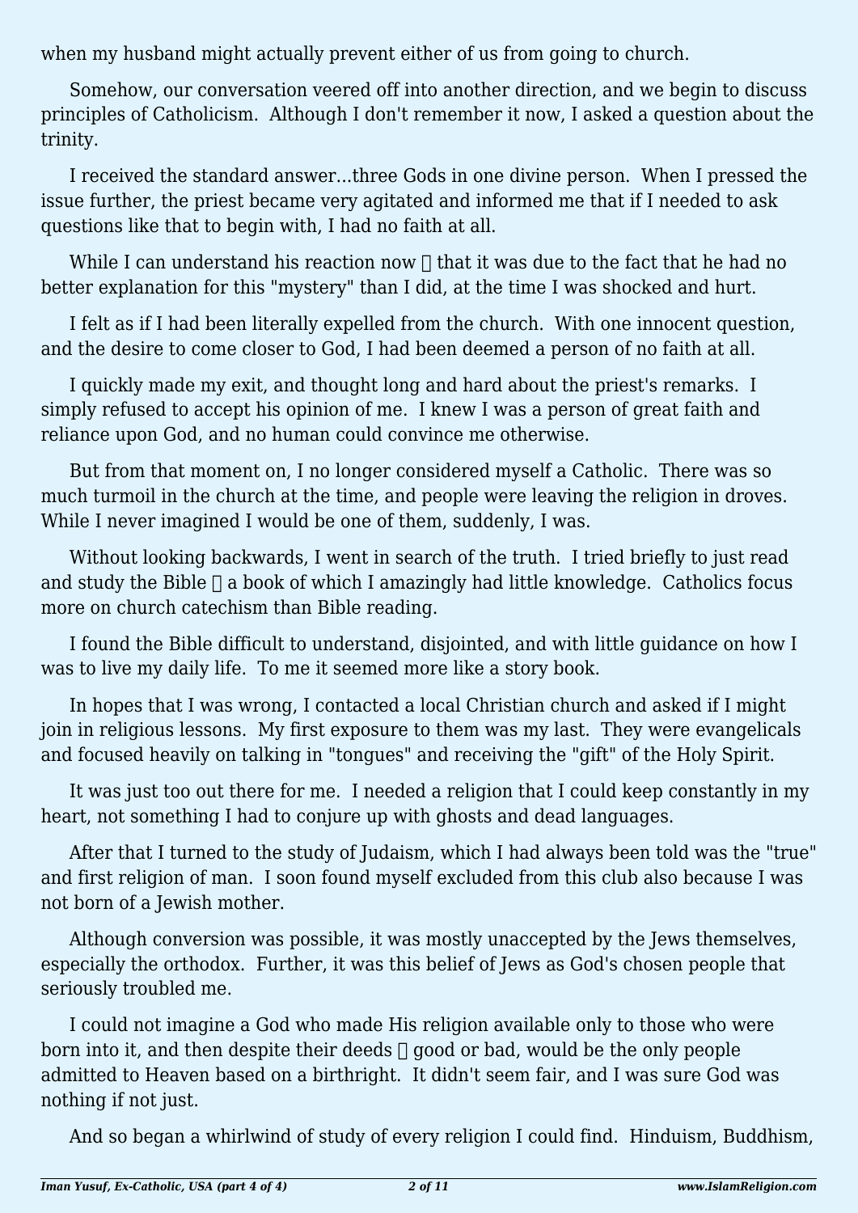when my husband might actually prevent either of us from going to church.

Somehow, our conversation veered off into another direction, and we begin to discuss principles of Catholicism. Although I don't remember it now, I asked a question about the trinity.

I received the standard answer...three Gods in one divine person. When I pressed the issue further, the priest became very agitated and informed me that if I needed to ask questions like that to begin with, I had no faith at all.

While I can understand his reaction now  that it was due to the fact that he had no better explanation for this "mystery" than I did, at the time I was shocked and hurt.

I felt as if I had been literally expelled from the church. With one innocent question, and the desire to come closer to God, I had been deemed a person of no faith at all.

I quickly made my exit, and thought long and hard about the priest's remarks. I simply refused to accept his opinion of me. I knew I was a person of great faith and reliance upon God, and no human could convince me otherwise.

But from that moment on, I no longer considered myself a Catholic. There was so much turmoil in the church at the time, and people were leaving the religion in droves. While I never imagined I would be one of them, suddenly, I was.

Without looking backwards, I went in search of the truth. I tried briefly to just read and study the Bible  a book of which I amazingly had little knowledge. Catholics focus more on church catechism than Bible reading.

I found the Bible difficult to understand, disjointed, and with little guidance on how I was to live my daily life. To me it seemed more like a story book.

In hopes that I was wrong, I contacted a local Christian church and asked if I might join in religious lessons. My first exposure to them was my last. They were evangelicals and focused heavily on talking in "tongues" and receiving the "gift" of the Holy Spirit.

It was just too out there for me. I needed a religion that I could keep constantly in my heart, not something I had to conjure up with ghosts and dead languages.

After that I turned to the study of Judaism, which I had always been told was the "true" and first religion of man. I soon found myself excluded from this club also because I was not born of a Jewish mother.

Although conversion was possible, it was mostly unaccepted by the Jews themselves, especially the orthodox. Further, it was this belief of Jews as God's chosen people that seriously troubled me.

I could not imagine a God who made His religion available only to those who were born into it, and then despite their deeds  good or bad, would be the only people admitted to Heaven based on a birthright. It didn't seem fair, and I was sure God was nothing if not just.

And so began a whirlwind of study of every religion I could find. Hinduism, Buddhism,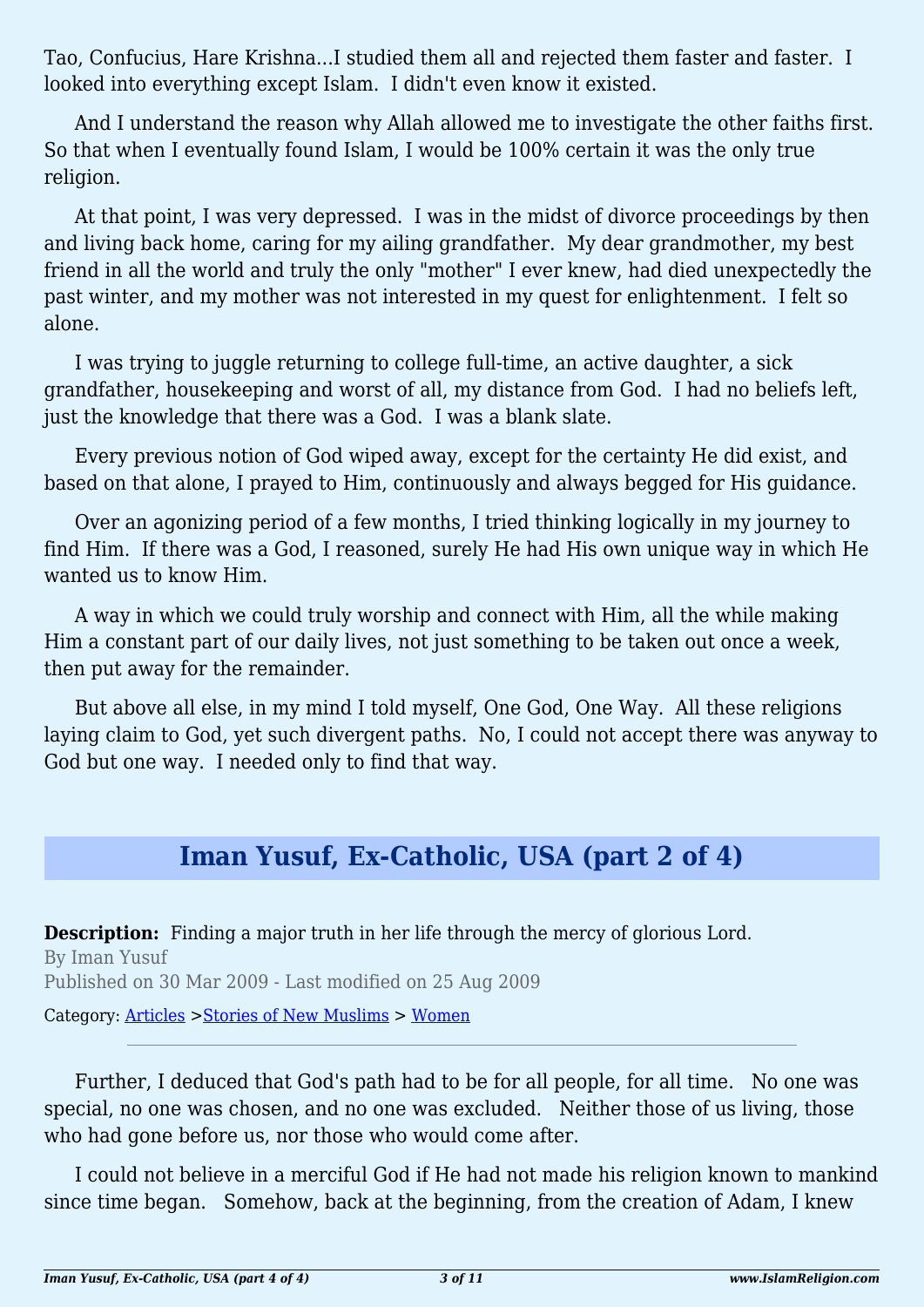Tao, Confucius, Hare Krishna...I studied them all and rejected them faster and faster. I looked into everything except Islam. I didn't even know it existed.

And I understand the reason why Allah allowed me to investigate the other faiths first. So that when I eventually found Islam, I would be 100% certain it was the only true religion.

At that point, I was very depressed. I was in the midst of divorce proceedings by then and living back home, caring for my ailing grandfather. My dear grandmother, my best friend in all the world and truly the only "mother" I ever knew, had died unexpectedly the past winter, and my mother was not interested in my quest for enlightenment. I felt so alone.

I was trying to juggle returning to college full-time, an active daughter, a sick grandfather, housekeeping and worst of all, my distance from God. I had no beliefs left, just the knowledge that there was a God. I was a blank slate.

Every previous notion of God wiped away, except for the certainty He did exist, and based on that alone, I prayed to Him, continuously and always begged for His guidance.

Over an agonizing period of a few months, I tried thinking logically in my journey to find Him. If there was a God, I reasoned, surely He had His own unique way in which He wanted us to know Him.

A way in which we could truly worship and connect with Him, all the while making Him a constant part of our daily lives, not just something to be taken out once a week, then put away for the remainder.

But above all else, in my mind I told myself, One God, One Way. All these religions laying claim to God, yet such divergent paths. No, I could not accept there was anyway to God but one way. I needed only to find that way.

## Iman Yusuf, Ex-Catholic, USA (part 2 of 4)

**Description:** Finding a major truth in her life through the mercy of glorious Lord.
By Iman Yusuf
Published on 30 Mar 2009 - Last modified on 25 Aug 2009

Category: Articles >Stories of New Muslims > Women

---

Further, I deduced that God's path had to be for all people, for all time. No one was special, no one was chosen, and no one was excluded. Neither those of us living, those who had gone before us, nor those who would come after.

I could not believe in a merciful God if He had not made his religion known to mankind since time began. Somehow, back at the beginning, from the creation of Adam, I knew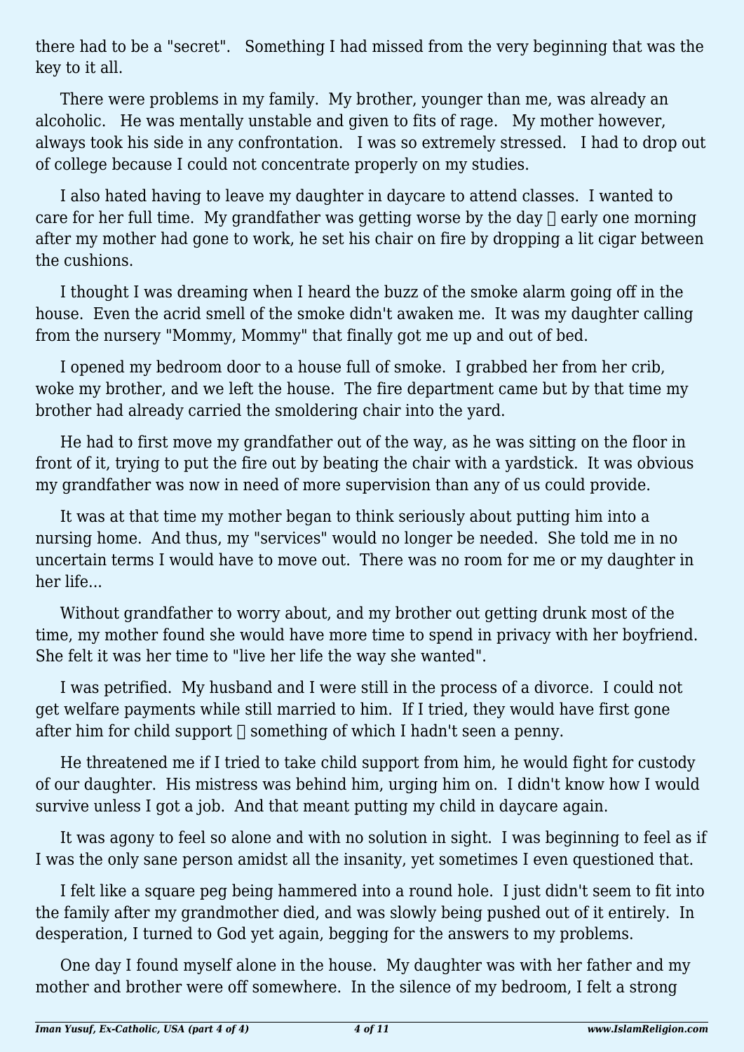there had to be a "secret". Something I had missed from the very beginning that was the key to it all.

There were problems in my family. My brother, younger than me, was already an alcoholic. He was mentally unstable and given to fits of rage. My mother however, always took his side in any confrontation. I was so extremely stressed. I had to drop out of college because I could not concentrate properly on my studies.

I also hated having to leave my daughter in daycare to attend classes. I wanted to care for her full time. My grandfather was getting worse by the day  early one morning after my mother had gone to work, he set his chair on fire by dropping a lit cigar between the cushions.

I thought I was dreaming when I heard the buzz of the smoke alarm going off in the house. Even the acrid smell of the smoke didn't awaken me. It was my daughter calling from the nursery "Mommy, Mommy" that finally got me up and out of bed.

I opened my bedroom door to a house full of smoke. I grabbed her from her crib, woke my brother, and we left the house. The fire department came but by that time my brother had already carried the smoldering chair into the yard.

He had to first move my grandfather out of the way, as he was sitting on the floor in front of it, trying to put the fire out by beating the chair with a yardstick. It was obvious my grandfather was now in need of more supervision than any of us could provide.

It was at that time my mother began to think seriously about putting him into a nursing home. And thus, my "services" would no longer be needed. She told me in no uncertain terms I would have to move out. There was no room for me or my daughter in her life...

Without grandfather to worry about, and my brother out getting drunk most of the time, my mother found she would have more time to spend in privacy with her boyfriend. She felt it was her time to "live her life the way she wanted".

I was petrified. My husband and I were still in the process of a divorce. I could not get welfare payments while still married to him. If I tried, they would have first gone after him for child support  something of which I hadn't seen a penny.

He threatened me if I tried to take child support from him, he would fight for custody of our daughter. His mistress was behind him, urging him on. I didn't know how I would survive unless I got a job. And that meant putting my child in daycare again.

It was agony to feel so alone and with no solution in sight. I was beginning to feel as if I was the only sane person amidst all the insanity, yet sometimes I even questioned that.

I felt like a square peg being hammered into a round hole. I just didn't seem to fit into the family after my grandmother died, and was slowly being pushed out of it entirely. In desperation, I turned to God yet again, begging for the answers to my problems.

One day I found myself alone in the house. My daughter was with her father and my mother and brother were off somewhere. In the silence of my bedroom, I felt a strong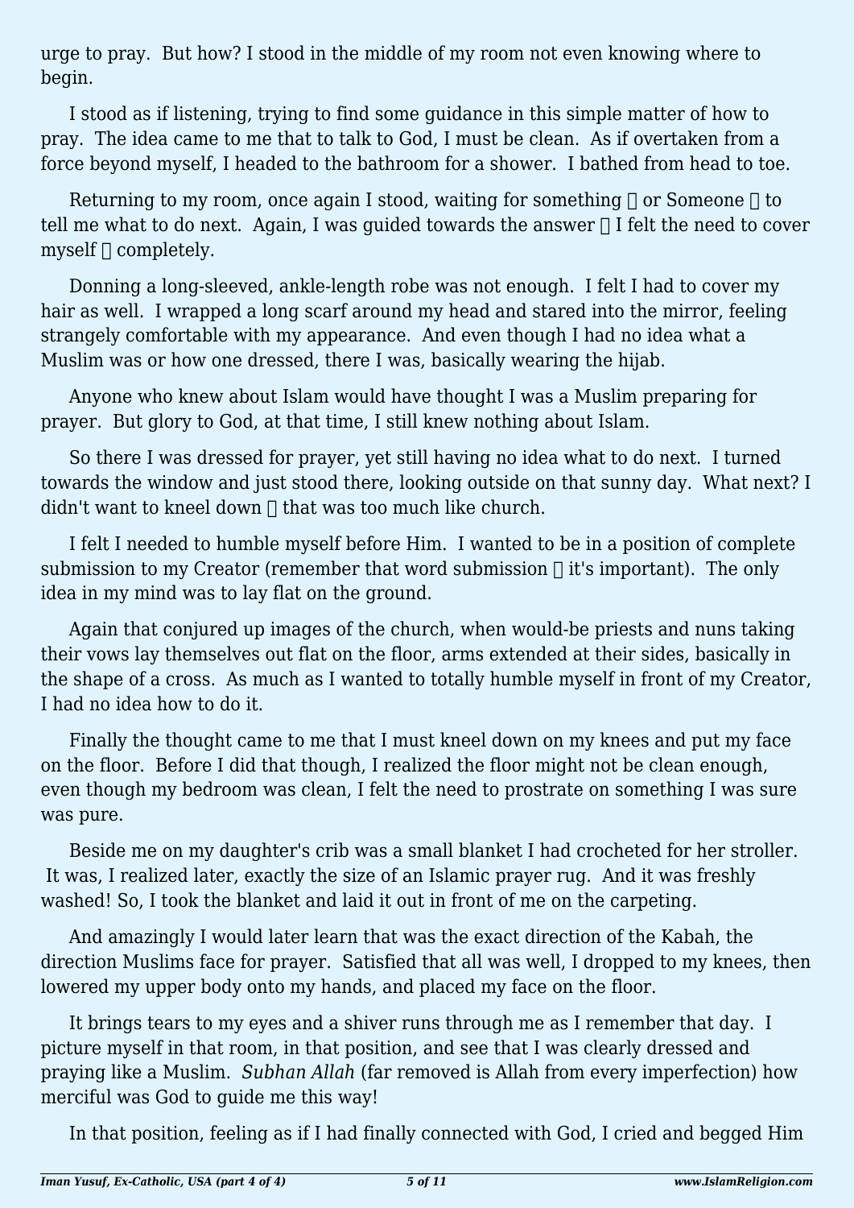urge to pray. But how? I stood in the middle of my room not even knowing where to begin.

I stood as if listening, trying to find some guidance in this simple matter of how to pray. The idea came to me that to talk to God, I must be clean. As if overtaken from a force beyond myself, I headed to the bathroom for a shower. I bathed from head to toe.

Returning to my room, once again I stood, waiting for something  or Someone  to tell me what to do next. Again, I was guided towards the answer  I felt the need to cover myself  completely.

Donning a long-sleeved, ankle-length robe was not enough. I felt I had to cover my hair as well. I wrapped a long scarf around my head and stared into the mirror, feeling strangely comfortable with my appearance. And even though I had no idea what a Muslim was or how one dressed, there I was, basically wearing the hijab.

Anyone who knew about Islam would have thought I was a Muslim preparing for prayer. But glory to God, at that time, I still knew nothing about Islam.

So there I was dressed for prayer, yet still having no idea what to do next. I turned towards the window and just stood there, looking outside on that sunny day. What next? I didn't want to kneel down  that was too much like church.

I felt I needed to humble myself before Him. I wanted to be in a position of complete submission to my Creator (remember that word submission  it's important). The only idea in my mind was to lay flat on the ground.

Again that conjured up images of the church, when would-be priests and nuns taking their vows lay themselves out flat on the floor, arms extended at their sides, basically in the shape of a cross. As much as I wanted to totally humble myself in front of my Creator, I had no idea how to do it.

Finally the thought came to me that I must kneel down on my knees and put my face on the floor. Before I did that though, I realized the floor might not be clean enough, even though my bedroom was clean, I felt the need to prostrate on something I was sure was pure.

Beside me on my daughter's crib was a small blanket I had crocheted for her stroller. It was, I realized later, exactly the size of an Islamic prayer rug. And it was freshly washed! So, I took the blanket and laid it out in front of me on the carpeting.

And amazingly I would later learn that was the exact direction of the Kabah, the direction Muslims face for prayer. Satisfied that all was well, I dropped to my knees, then lowered my upper body onto my hands, and placed my face on the floor.

It brings tears to my eyes and a shiver runs through me as I remember that day. I picture myself in that room, in that position, and see that I was clearly dressed and praying like a Muslim. *Subhan Allah* (far removed is Allah from every imperfection) how merciful was God to guide me this way!

In that position, feeling as if I had finally connected with God, I cried and begged Him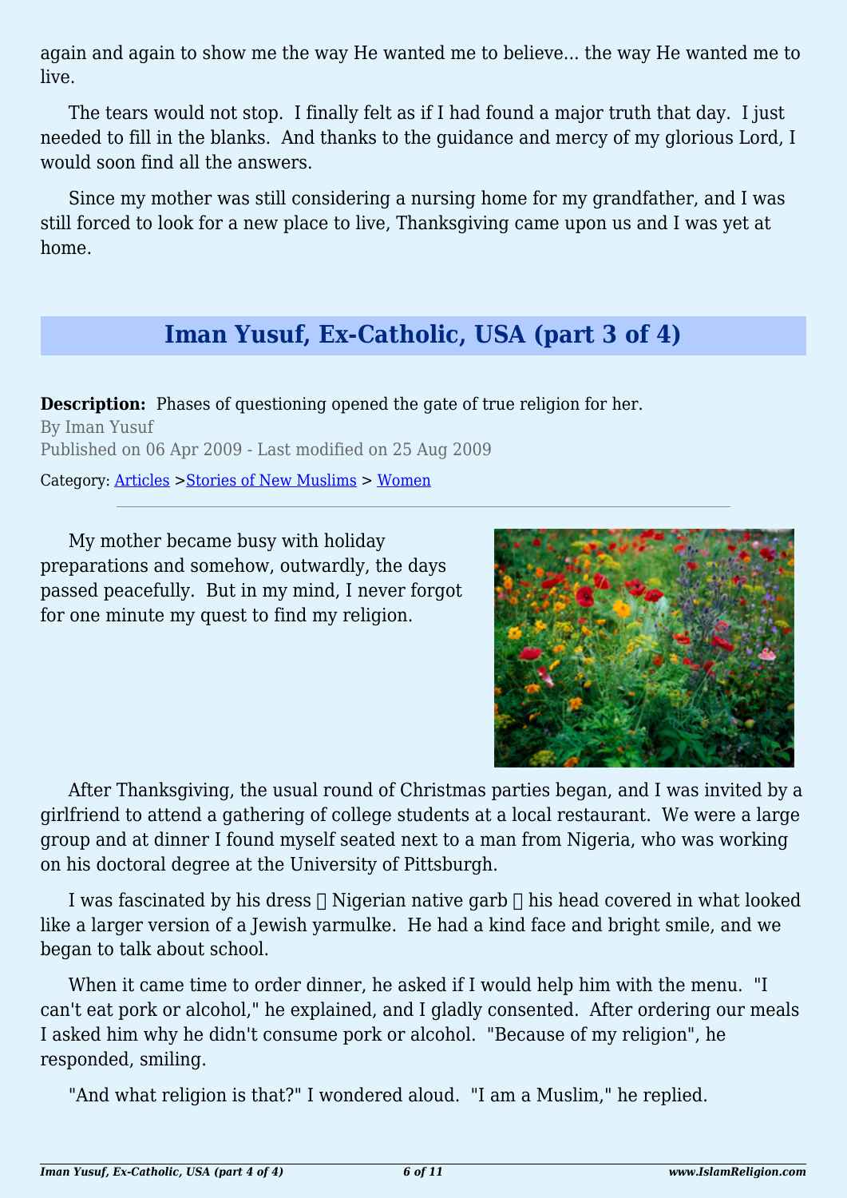again and again to show me the way He wanted me to believe... the way He wanted me to live.

The tears would not stop. I finally felt as if I had found a major truth that day. I just needed to fill in the blanks. And thanks to the guidance and mercy of my glorious Lord, I would soon find all the answers.

Since my mother was still considering a nursing home for my grandfather, and I was still forced to look for a new place to live, Thanksgiving came upon us and I was yet at home.

## Iman Yusuf, Ex-Catholic, USA (part 3 of 4)

**Description:** Phases of questioning opened the gate of true religion for her.

By Iman Yusuf

Published on 06 Apr 2009 - Last modified on 25 Aug 2009

Category: Articles >Stories of New Muslims > Women

---

My mother became busy with holiday preparations and somehow, outwardly, the days passed peacefully. But in my mind, I never forgot for one minute my quest to find my religion.

After Thanksgiving, the usual round of Christmas parties began, and I was invited by a girlfriend to attend a gathering of college students at a local restaurant. We were a large group and at dinner I found myself seated next to a man from Nigeria, who was working on his doctoral degree at the University of Pittsburgh.

I was fascinated by his dress  Nigerian native garb  his head covered in what looked like a larger version of a Jewish yarmulke. He had a kind face and bright smile, and we began to talk about school.

When it came time to order dinner, he asked if I would help him with the menu. "I can't eat pork or alcohol," he explained, and I gladly consented. After ordering our meals I asked him why he didn't consume pork or alcohol. "Because of my religion", he responded, smiling.

"And what religion is that?" I wondered aloud. "I am a Muslim," he replied.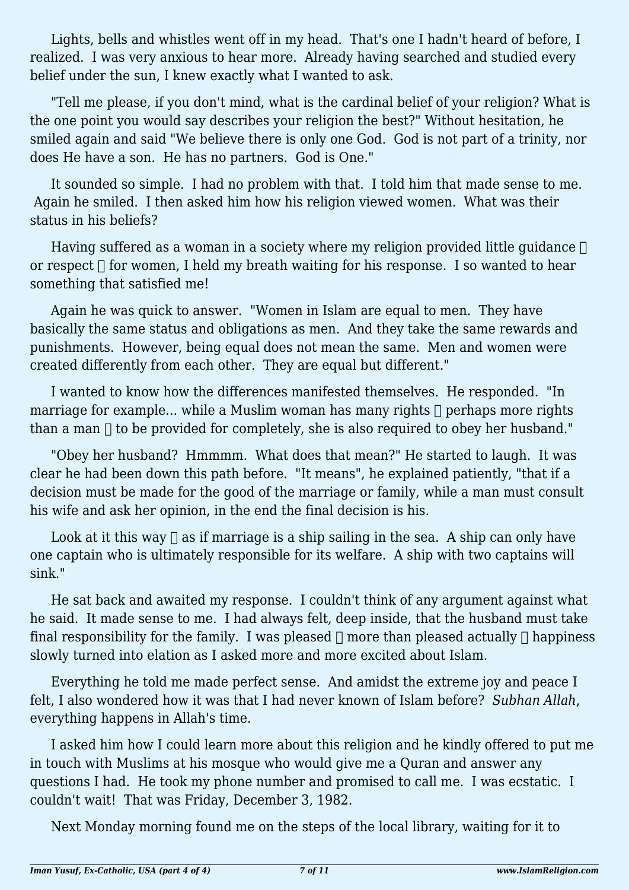Lights, bells and whistles went off in my head. That's one I hadn't heard of before, I realized. I was very anxious to hear more. Already having searched and studied every belief under the sun, I knew exactly what I wanted to ask.

"Tell me please, if you don't mind, what is the cardinal belief of your religion? What is the one point you would say describes your religion the best?" Without hesitation, he smiled again and said "We believe there is only one God. God is not part of a trinity, nor does He have a son. He has no partners. God is One."

It sounded so simple. I had no problem with that. I told him that made sense to me. Again he smiled. I then asked him how his religion viewed women. What was their status in his beliefs?

Having suffered as a woman in a society where my religion provided little guidance  or respect  for women, I held my breath waiting for his response. I so wanted to hear something that satisfied me!

Again he was quick to answer. "Women in Islam are equal to men. They have basically the same status and obligations as men. And they take the same rewards and punishments. However, being equal does not mean the same. Men and women were created differently from each other. They are equal but different."

I wanted to know how the differences manifested themselves. He responded. "In marriage for example... while a Muslim woman has many rights  perhaps more rights than a man  to be provided for completely, she is also required to obey her husband."

"Obey her husband? Hmmmm. What does that mean?" He started to laugh. It was clear he had been down this path before. "It means", he explained patiently, "that if a decision must be made for the good of the marriage or family, while a man must consult his wife and ask her opinion, in the end the final decision is his.

Look at it this way  as if marriage is a ship sailing in the sea. A ship can only have one captain who is ultimately responsible for its welfare. A ship with two captains will sink."

He sat back and awaited my response. I couldn't think of any argument against what he said. It made sense to me. I had always felt, deep inside, that the husband must take final responsibility for the family. I was pleased  more than pleased actually  happiness slowly turned into elation as I asked more and more excited about Islam.

Everything he told me made perfect sense. And amidst the extreme joy and peace I felt, I also wondered how it was that I had never known of Islam before? *Subhan Allah*, everything happens in Allah's time.

I asked him how I could learn more about this religion and he kindly offered to put me in touch with Muslims at his mosque who would give me a Quran and answer any questions I had. He took my phone number and promised to call me. I was ecstatic. I couldn't wait! That was Friday, December 3, 1982.

Next Monday morning found me on the steps of the local library, waiting for it to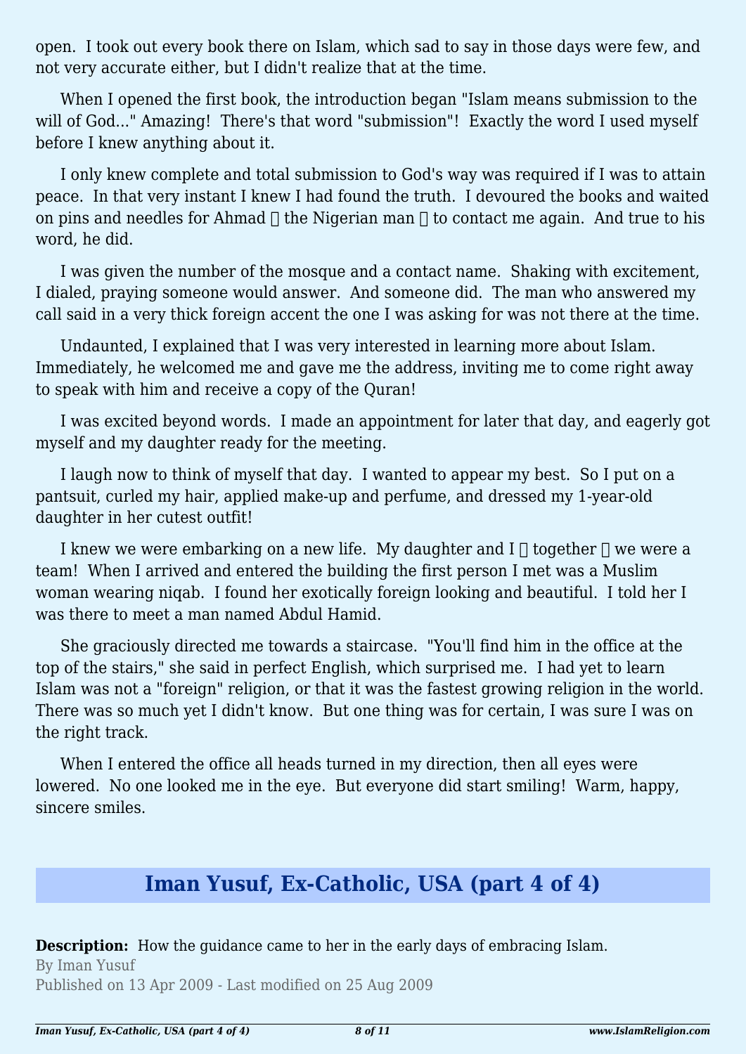open. I took out every book there on Islam, which sad to say in those days were few, and not very accurate either, but I didn't realize that at the time.

When I opened the first book, the introduction began "Islam means submission to the will of God..." Amazing! There's that word "submission"! Exactly the word I used myself before I knew anything about it.

I only knew complete and total submission to God's way was required if I was to attain peace. In that very instant I knew I had found the truth. I devoured the books and waited on pins and needles for Ahmad  the Nigerian man  to contact me again. And true to his word, he did.

I was given the number of the mosque and a contact name. Shaking with excitement, I dialed, praying someone would answer. And someone did. The man who answered my call said in a very thick foreign accent the one I was asking for was not there at the time.

Undaunted, I explained that I was very interested in learning more about Islam. Immediately, he welcomed me and gave me the address, inviting me to come right away to speak with him and receive a copy of the Quran!

I was excited beyond words. I made an appointment for later that day, and eagerly got myself and my daughter ready for the meeting.

I laugh now to think of myself that day. I wanted to appear my best. So I put on a pantsuit, curled my hair, applied make-up and perfume, and dressed my 1-year-old daughter in her cutest outfit!

I knew we were embarking on a new life. My daughter and I  together  we were a team! When I arrived and entered the building the first person I met was a Muslim woman wearing niqab. I found her exotically foreign looking and beautiful. I told her I was there to meet a man named Abdul Hamid.

She graciously directed me towards a staircase. "You'll find him in the office at the top of the stairs," she said in perfect English, which surprised me. I had yet to learn Islam was not a "foreign" religion, or that it was the fastest growing religion in the world. There was so much yet I didn't know. But one thing was for certain, I was sure I was on the right track.

When I entered the office all heads turned in my direction, then all eyes were lowered. No one looked me in the eye. But everyone did start smiling! Warm, happy, sincere smiles.

## Iman Yusuf, Ex-Catholic, USA (part 4 of 4)

**Description:** How the guidance came to her in the early days of embracing Islam.

By Iman Yusuf

Published on 13 Apr 2009 - Last modified on 25 Aug 2009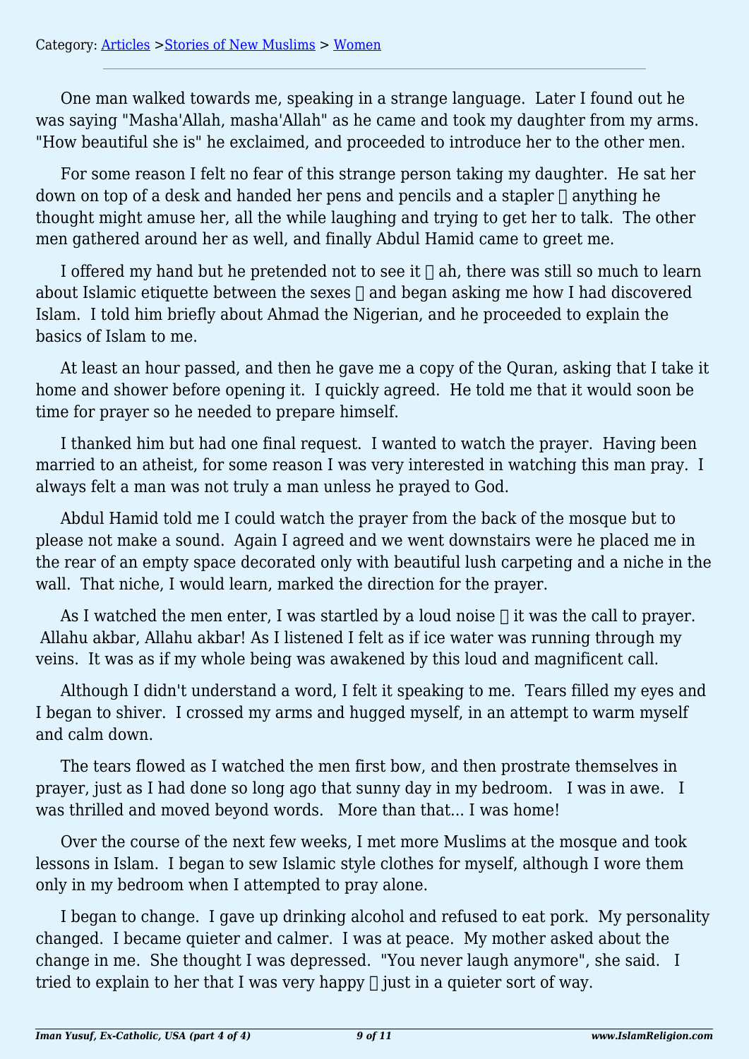Category: Articles >Stories of New Muslims > Women

One man walked towards me, speaking in a strange language. Later I found out he was saying "Masha'Allah, masha'Allah" as he came and took my daughter from my arms. "How beautiful she is" he exclaimed, and proceeded to introduce her to the other men.

For some reason I felt no fear of this strange person taking my daughter. He sat her down on top of a desk and handed her pens and pencils and a stapler  anything he thought might amuse her, all the while laughing and trying to get her to talk. The other men gathered around her as well, and finally Abdul Hamid came to greet me.

I offered my hand but he pretended not to see it  ah, there was still so much to learn about Islamic etiquette between the sexes  and began asking me how I had discovered Islam. I told him briefly about Ahmad the Nigerian, and he proceeded to explain the basics of Islam to me.

At least an hour passed, and then he gave me a copy of the Quran, asking that I take it home and shower before opening it. I quickly agreed. He told me that it would soon be time for prayer so he needed to prepare himself.

I thanked him but had one final request. I wanted to watch the prayer. Having been married to an atheist, for some reason I was very interested in watching this man pray. I always felt a man was not truly a man unless he prayed to God.

Abdul Hamid told me I could watch the prayer from the back of the mosque but to please not make a sound. Again I agreed and we went downstairs were he placed me in the rear of an empty space decorated only with beautiful lush carpeting and a niche in the wall. That niche, I would learn, marked the direction for the prayer.

As I watched the men enter, I was startled by a loud noise  it was the call to prayer. Allahu akbar, Allahu akbar! As I listened I felt as if ice water was running through my veins. It was as if my whole being was awakened by this loud and magnificent call.

Although I didn't understand a word, I felt it speaking to me. Tears filled my eyes and I began to shiver. I crossed my arms and hugged myself, in an attempt to warm myself and calm down.

The tears flowed as I watched the men first bow, and then prostrate themselves in prayer, just as I had done so long ago that sunny day in my bedroom. I was in awe. I was thrilled and moved beyond words. More than that... I was home!

Over the course of the next few weeks, I met more Muslims at the mosque and took lessons in Islam. I began to sew Islamic style clothes for myself, although I wore them only in my bedroom when I attempted to pray alone.

I began to change. I gave up drinking alcohol and refused to eat pork. My personality changed. I became quieter and calmer. I was at peace. My mother asked about the change in me. She thought I was depressed. "You never laugh anymore", she said. I tried to explain to her that I was very happy  just in a quieter sort of way.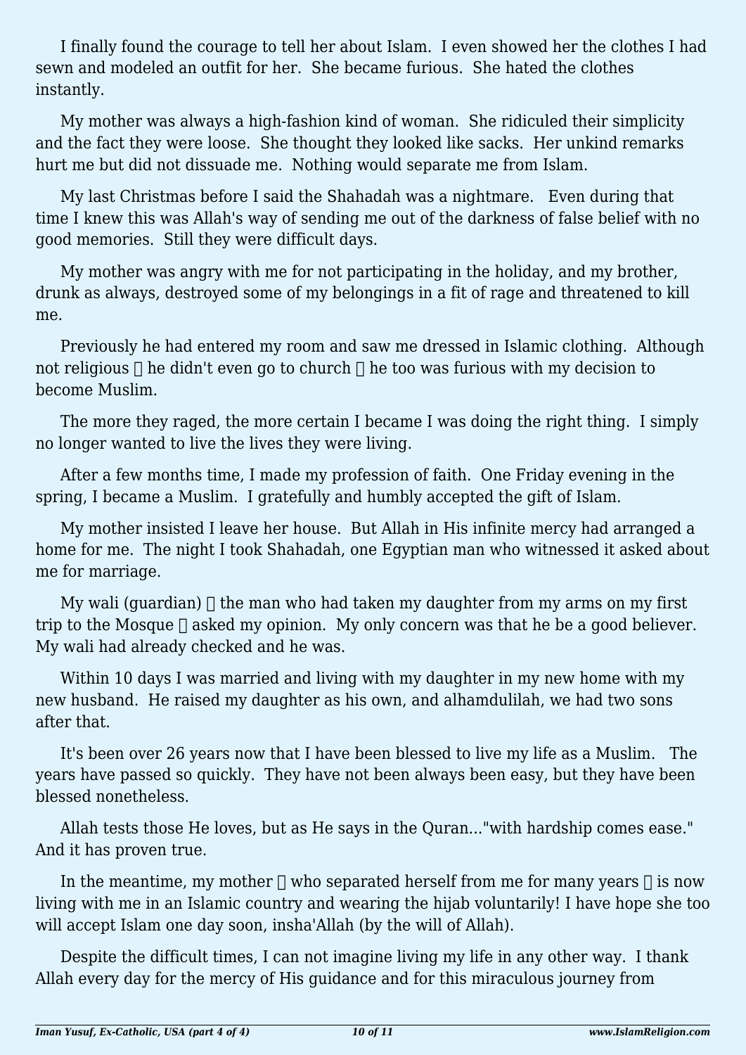I finally found the courage to tell her about Islam. I even showed her the clothes I had sewn and modeled an outfit for her. She became furious. She hated the clothes instantly.

My mother was always a high-fashion kind of woman. She ridiculed their simplicity and the fact they were loose. She thought they looked like sacks. Her unkind remarks hurt me but did not dissuade me. Nothing would separate me from Islam.

My last Christmas before I said the Shahadah was a nightmare. Even during that time I knew this was Allah's way of sending me out of the darkness of false belief with no good memories. Still they were difficult days.

My mother was angry with me for not participating in the holiday, and my brother, drunk as always, destroyed some of my belongings in a fit of rage and threatened to kill me.

Previously he had entered my room and saw me dressed in Islamic clothing. Although not religious – he didn't even go to church – he too was furious with my decision to become Muslim.

The more they raged, the more certain I became I was doing the right thing. I simply no longer wanted to live the lives they were living.

After a few months time, I made my profession of faith. One Friday evening in the spring, I became a Muslim. I gratefully and humbly accepted the gift of Islam.

My mother insisted I leave her house. But Allah in His infinite mercy had arranged a home for me. The night I took Shahadah, one Egyptian man who witnessed it asked about me for marriage.

My wali (guardian) – the man who had taken my daughter from my arms on my first trip to the Mosque – asked my opinion. My only concern was that he be a good believer. My wali had already checked and he was.

Within 10 days I was married and living with my daughter in my new home with my new husband. He raised my daughter as his own, and alhamdulilah, we had two sons after that.

It's been over 26 years now that I have been blessed to live my life as a Muslim. The years have passed so quickly. They have not been always been easy, but they have been blessed nonetheless.

Allah tests those He loves, but as He says in the Quran..."with hardship comes ease." And it has proven true.

In the meantime, my mother – who separated herself from me for many years – is now living with me in an Islamic country and wearing the hijab voluntarily! I have hope she too will accept Islam one day soon, insha'Allah (by the will of Allah).

Despite the difficult times, I can not imagine living my life in any other way. I thank Allah every day for the mercy of His guidance and for this miraculous journey from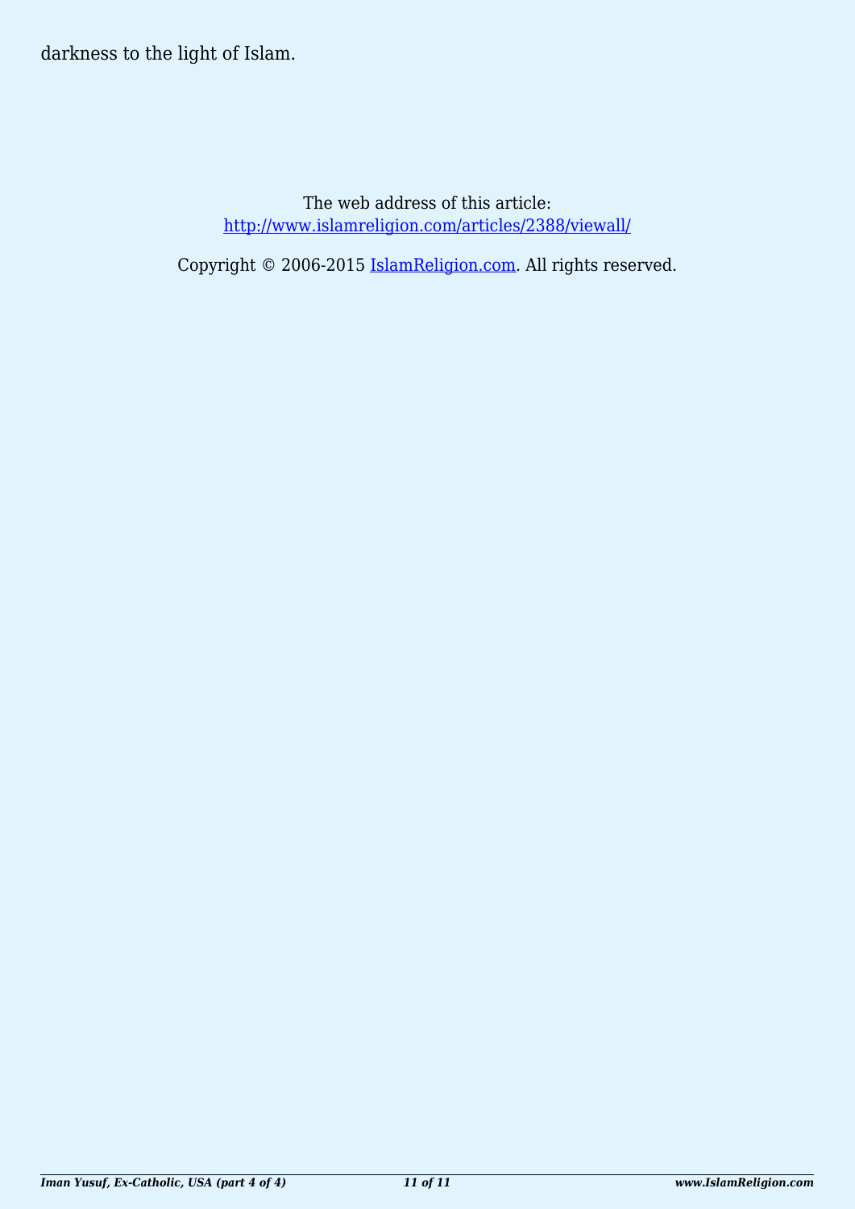darkness to the light of Islam.

The web address of this article:
[http://www.islamreligion.com/articles/2388/viewall/](http://www.islamreligion.com/articles/2388/viewall/)

Copyright © 2006-2015 [IslamReligion.com](http://www.islamreligion.com). All rights reserved.